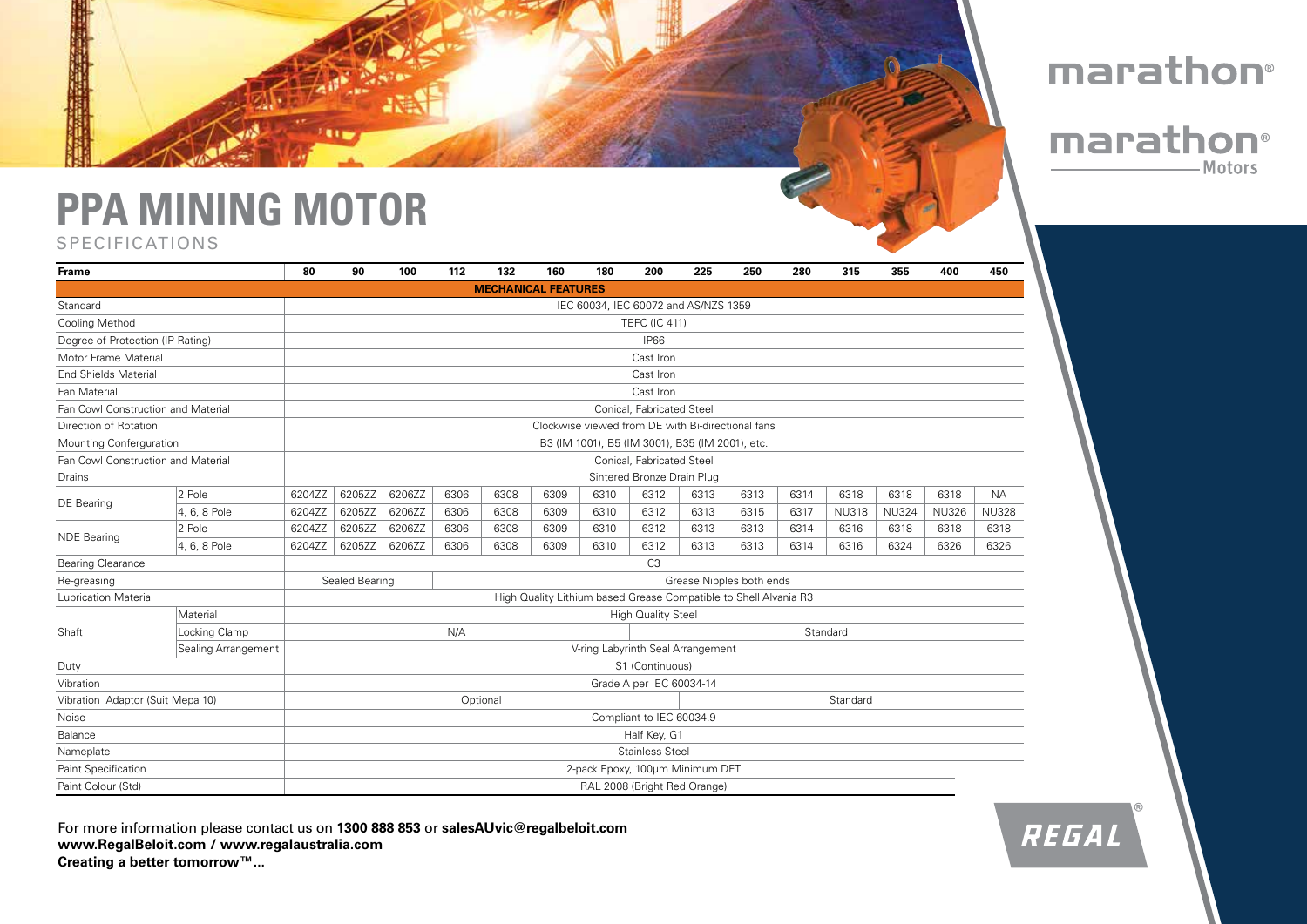# PPA MINING MOTOR

SPECIFICATIONS

| Frame | | 80 | 90 | 100 | 112 | 132 | 160 | 180 | 200 | 225 | 250 | 280 | 315 | 355 | 400 | 450 |
|---|---|---|---|---|---|---|---|---|---|---|---|---|---|---|---|---|
| **MECHANICAL FEATURES** | | | | | | | | | | | | | | | | |
| Standard | | IEC 60034, IEC 60072 and AS/NZS 1359 | | | | | | | | | | | | | | |
| Cooling Method | | TEFC (IC 411) | | | | | | | | | | | | | | |
| Degree of Protection (IP Rating) | | IP66 | | | | | | | | | | | | | | |
| Motor Frame Material | | Cast Iron | | | | | | | | | | | | | | |
| End Shields Material | | Cast Iron | | | | | | | | | | | | | | |
| Fan Material | | Cast Iron | | | | | | | | | | | | | | |
| Fan Cowl Construction and Material | | Conical, Fabricated Steel | | | | | | | | | | | | | | |
| Direction of Rotation | | Clockwise viewed from DE with Bi-directional fans | | | | | | | | | | | | | | |
| Mounting Conferguration | | B3 (IM 1001), B5 (IM 3001), B35 (IM 2001), etc. | | | | | | | | | | | | | | |
| Fan Cowl Construction and Material | | Conical, Fabricated Steel | | | | | | | | | | | | | | |
| Drains | | Sintered Bronze Drain Plug | | | | | | | | | | | | | | |
| DE Bearing | 2 Pole | 6204ZZ | 6205ZZ | 6206ZZ | 6306 | 6308 | 6309 | 6310 | 6312 | 6313 | 6313 | 6314 | 6318 | 6318 | 6318 | NA |
| | 4, 6, 8 Pole | 6204ZZ | 6205ZZ | 6206ZZ | 6306 | 6308 | 6309 | 6310 | 6312 | 6313 | 6315 | 6317 | NU318 | NU324 | NU326 | NU328 |
| NDE Bearing | 2 Pole | 6204ZZ | 6205ZZ | 6206ZZ | 6306 | 6308 | 6309 | 6310 | 6312 | 6313 | 6313 | 6314 | 6316 | 6318 | 6318 | 6318 |
| | 4, 6, 8 Pole | 6204ZZ | 6205ZZ | 6206ZZ | 6306 | 6308 | 6309 | 6310 | 6312 | 6313 | 6313 | 6314 | 6316 | 6324 | 6326 | 6326 |
| Bearing Clearance | | C3 | | | | | | | | | | | | | | |
| Re-greasing | | Sealed Bearing | | | Grease Nipples both ends | | | | | | | | | | | |
| Lubrication Material | | High Quality Lithium based Grease Compatible to Shell Alvania R3 | | | | | | | | | | | | | | |
| Shaft | Material | High Quality Steel | | | | | | | | | | | | | | |
| | Locking Clamp | N/A | | | | | | | Standard | | | | | | | |
| | Sealing Arrangement | V-ring Labyrinth Seal Arrangement | | | | | | | | | | | | | | |
| Duty | | S1 (Continuous) | | | | | | | | | | | | | | |
| Vibration | | Grade A per IEC 60034-14 | | | | | | | | | | | | | | |
| Vibration Adaptor (Suit Mepa 10) | | Optional | | | | | | | | Standard | | | | | | |
| Noise | | Compliant to IEC 60034.9 | | | | | | | | | | | | | | |
| Balance | | Half Key, G1 | | | | | | | | | | | | | | |
| Nameplate | | Stainless Steel | | | | | | | | | | | | | | |
| Paint Specification | | 2-pack Epoxy, 100µm Minimum DFT | | | | | | | | | | | | | | |
| Paint Colour (Std) | | RAL 2008 (Bright Red Orange) | | | | | | | | | | | | | | |

For more information please contact us on **1300 888 853** or **salesAUvic@regalbeloit.com**
**www.RegalBeloit.com / www.regalaustralia.com**
**Creating a better tomorrow™...**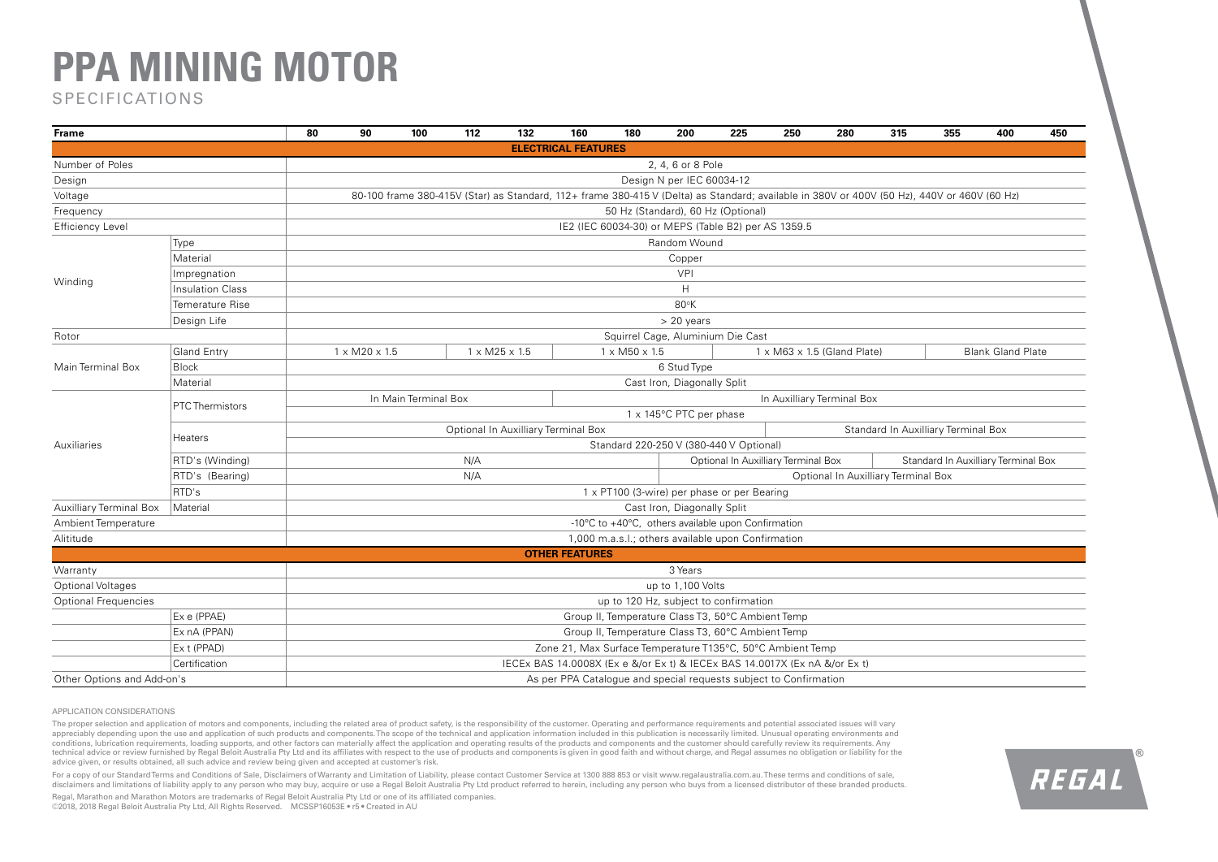# PPA MINING MOTOR

## SPECIFICATIONS

| Frame | | 80 | 90 | 100 | 112 | 132 | 160 | 180 | 200 | 225 | 250 | 280 | 315 | 355 | 400 | 450 |
|---|---|---|---|---|---|---|---|---|---|---|---|---|---|---|---|---|
| **ELECTRICAL FEATURES** | | | | | | | | | | | | | | | | |
| Number of Poles | | 2, 4, 6 or 8 Pole | | | | | | | | | | | | | | |
| Design | | Design N per IEC 60034-12 | | | | | | | | | | | | | | |
| Voltage | | 80-100 frame 380-415V (Star) as Standard, 112+ frame 380-415 V (Delta) as Standard; available in 380V or 400V (50 Hz), 440V or 460V (60 Hz) | | | | | | | | | | | | | | |
| Frequency | | 50 Hz (Standard), 60 Hz (Optional) | | | | | | | | | | | | | | |
| Efficiency Level | | IE2 (IEC 60034-30) or MEPS (Table B2) per AS 1359.5 | | | | | | | | | | | | | | |
| Winding | Type | Random Wound | | | | | | | | | | | | | | |
| | Material | Copper | | | | | | | | | | | | | | |
| | Impregnation | VPI | | | | | | | | | | | | | | |
| | Insulation Class | H | | | | | | | | | | | | | | |
| | Temerature Rise | 80°K | | | | | | | | | | | | | | |
| | Design Life | > 20 years | | | | | | | | | | | | | | |
| Rotor | | Squirrel Cage, Aluminium Die Cast | | | | | | | | | | | | | | |
| Main Terminal Box | Gland Entry | 1 x M20 x 1.5 | | | 1 x M25 x 1.5 | | 1 x M50 x 1.5 | | | 1 x M63 x 1.5 (Gland Plate) | | | | Blank Gland Plate | | |
| | Block | 6 Stud Type | | | | | | | | | | | | | | |
| | Material | Cast Iron, Diagonally Split | | | | | | | | | | | | | | |
| Auxiliaries | PTC Thermistors | In Main Terminal Box | | | | | In Auxilliary Terminal Box | | | | | | | | | |
| | | 1 x 145°C PTC per phase | | | | | | | | | | | | | | |
| | Heaters | Optional In Auxilliary Terminal Box | | | | | | | | | Standard In Auxilliary Terminal Box | | | | | |
| | | Standard 220-250 V (380-440 V Optional) | | | | | | | | | | | | | | |
| | RTD's (Winding) | N/A | | | | | | | Optional In Auxilliary Terminal Box | | | | Standard In Auxilliary Terminal Box | | | |
| | RTD's (Bearing) | N/A | | | | | | | Optional In Auxilliary Terminal Box | | | | | | | |
| | RTD's | 1 x PT100 (3-wire) per phase or per Bearing | | | | | | | | | | | | | | |
| Auxilliary Terminal Box | Material | Cast Iron, Diagonally Split | | | | | | | | | | | | | | |
| Ambient Temperature | | -10°C to +40°C, others available upon Confirmation | | | | | | | | | | | | | | |
| Alititude | | 1,000 m.a.s.l.; others available upon Confirmation | | | | | | | | | | | | | | |
| **OTHER FEATURES** | | | | | | | | | | | | | | | | |
| Warranty | | 3 Years | | | | | | | | | | | | | | |
| Optional Voltages | | up to 1,100 Volts | | | | | | | | | | | | | | |
| Optional Frequencies | | up to 120 Hz, subject to confirmation | | | | | | | | | | | | | | |
| | Ex e (PPAE) | Group II, Temperature Class T3, 50°C Ambient Temp | | | | | | | | | | | | | | |
| | Ex nA (PPAN) | Group II, Temperature Class T3, 60°C Ambient Temp | | | | | | | | | | | | | | |
| | Ex t (PPAD) | Zone 21, Max Surface Temperature T135°C, 50°C Ambient Temp | | | | | | | | | | | | | | |
| | Certification | IECEx BAS 14.0008X (Ex e &/or Ex t) & IECEx BAS 14.0017X (Ex nA &/or Ex t) | | | | | | | | | | | | | | |
| Other Options and Add-on's | | As per PPA Catalogue and special requests subject to Confirmation | | | | | | | | | | | | | | |

APPLICATION CONSIDERATIONS

The proper selection and application of motors and components, including the related area of product safety, is the responsibility of the customer. Operating and performance requirements and potential associated issues will vary appreciably depending upon the use and application of such products and components. The scope of the technical and application information included in this publication is necessarily limited. Unusual operating environments and conditions, lubrication requirements, loading supports, and other factors can materially affect the application and operating results of the products and components and the customer should carefully review its requirements. Any technical advice or review furnished by Regal Beloit Australia Pty Ltd and its affiliates with respect to the use of products and components is given in good faith and without charge, and Regal assumes no obligation or liability for the advice given, or results obtained, all such advice and review being given and accepted at customer's risk.

For a copy of our Standard Terms and Conditions of Sale, Disclaimers of Warranty and Limitation of Liability, please contact Customer Service at 1300 888 853 or visit www.regalaustralia.com.au. These terms and conditions of sale, disclaimers and limitations of liability apply to any person who may buy, acquire or use a Regal Beloit Australia Pty Ltd product referred to herein, including any person who buys from a licensed distributor of these branded products.

Regal, Marathon and Marathon Motors are trademarks of Regal Beloit Australia Pty Ltd or one of its affiliated companies.

©2018, 2018 Regal Beloit Australia Pty Ltd, All Rights Reserved. MCSSP16053E • r5 • Created in AU

REGAL®